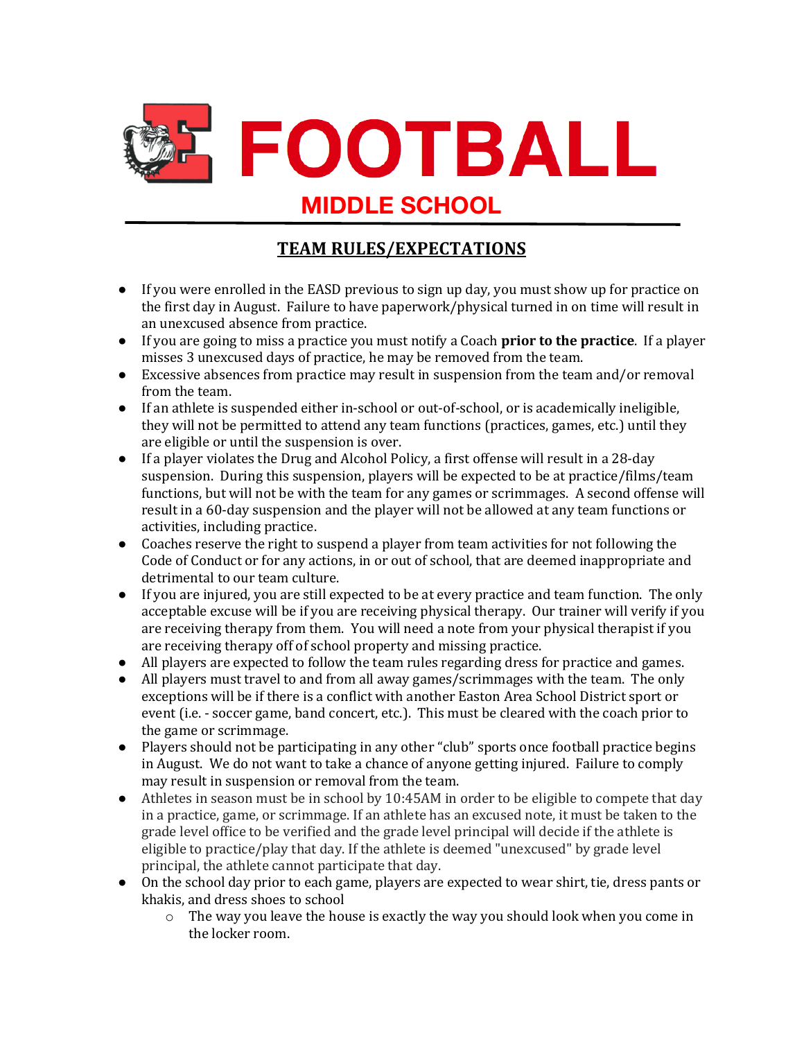# FOOTBALL

## MIDDLE SCHOOL

## TEAM RULES/EXPECTATIONS

- If you were enrolled in the EASD previous to sign up day, you must show up for practice on the first day in August. Failure to have paperwork/physical turned in on time will result in an unexcused absence from practice.
- If you are going to miss a practice you must notify a Coach **prior to the practice**. If a player misses 3 unexcused days of practice, he may be removed from the team.
- Excessive absences from practice may result in suspension from the team and/or removal from the team.
- If an athlete is suspended either in-school or out-of-school, or is academically ineligible, they will not be permitted to attend any team functions (practices, games, etc.) until they are eligible or until the suspension is over.
- If a player violates the Drug and Alcohol Policy, a first offense will result in a 28-day suspension. During this suspension, players will be expected to be at practice/films/team functions, but will not be with the team for any games or scrimmages. A second offense will result in a 60-day suspension and the player will not be allowed at any team functions or activities, including practice.
- Coaches reserve the right to suspend a player from team activities for not following the Code of Conduct or for any actions, in or out of school, that are deemed inappropriate and detrimental to our team culture.
- If you are injured, you are still expected to be at every practice and team function. The only acceptable excuse will be if you are receiving physical therapy. Our trainer will verify if you are receiving therapy from them. You will need a note from your physical therapist if you are receiving therapy off of school property and missing practice.
- All players are expected to follow the team rules regarding dress for practice and games.
- All players must travel to and from all away games/scrimmages with the team. The only exceptions will be if there is a conflict with another Easton Area School District sport or event (i.e. - soccer game, band concert, etc.). This must be cleared with the coach prior to the game or scrimmage.
- Players should not be participating in any other "club" sports once football practice begins in August. We do not want to take a chance of anyone getting injured. Failure to comply may result in suspension or removal from the team.
- Athletes in season must be in school by 10:45AM in order to be eligible to compete that day in a practice, game, or scrimmage. If an athlete has an excused note, it must be taken to the grade level office to be verified and the grade level principal will decide if the athlete is eligible to practice/play that day. If the athlete is deemed "unexcused" by grade level principal, the athlete cannot participate that day.
- On the school day prior to each game, players are expected to wear shirt, tie, dress pants or khakis, and dress shoes to school
  - The way you leave the house is exactly the way you should look when you come in the locker room.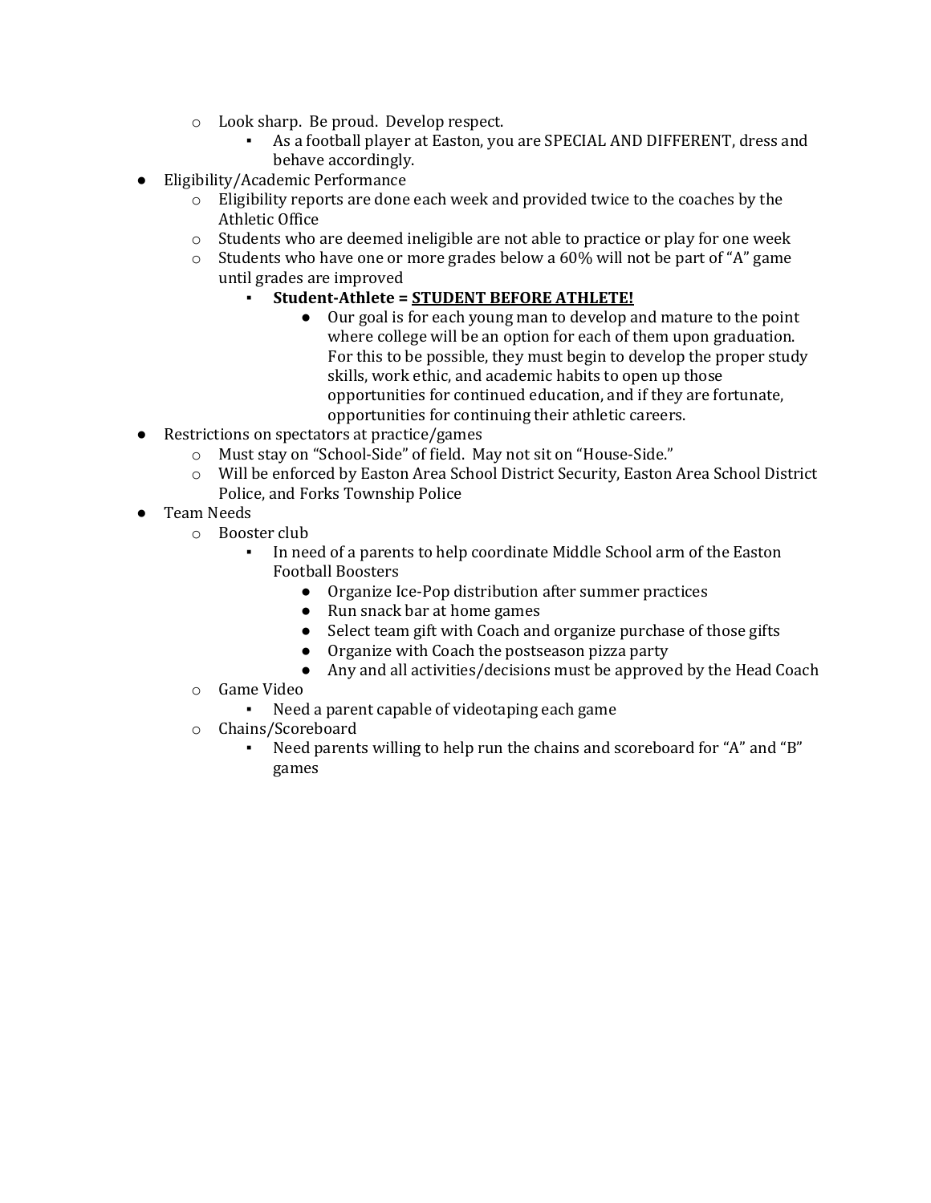- Look sharp. Be proud. Develop respect.
    - As a football player at Easton, you are SPECIAL AND DIFFERENT, dress and behave accordingly.
- Eligibility/Academic Performance
  - Eligibility reports are done each week and provided twice to the coaches by the Athletic Office
  - Students who are deemed ineligible are not able to practice or play for one week
  - Students who have one or more grades below a 60% will not be part of "A" game until grades are improved
    - **Student-Athlete = <u>STUDENT BEFORE ATHLETE!</u>**
      - Our goal is for each young man to develop and mature to the point where college will be an option for each of them upon graduation. For this to be possible, they must begin to develop the proper study skills, work ethic, and academic habits to open up those opportunities for continued education, and if they are fortunate, opportunities for continuing their athletic careers.
- Restrictions on spectators at practice/games
  - Must stay on "School-Side" of field. May not sit on "House-Side."
  - Will be enforced by Easton Area School District Security, Easton Area School District Police, and Forks Township Police
- Team Needs
  - Booster club
    - In need of a parents to help coordinate Middle School arm of the Easton Football Boosters
      - Organize Ice-Pop distribution after summer practices
      - Run snack bar at home games
      - Select team gift with Coach and organize purchase of those gifts
      - Organize with Coach the postseason pizza party
      - Any and all activities/decisions must be approved by the Head Coach
  - Game Video
    - Need a parent capable of videotaping each game
  - Chains/Scoreboard
    - Need parents willing to help run the chains and scoreboard for "A" and "B" games